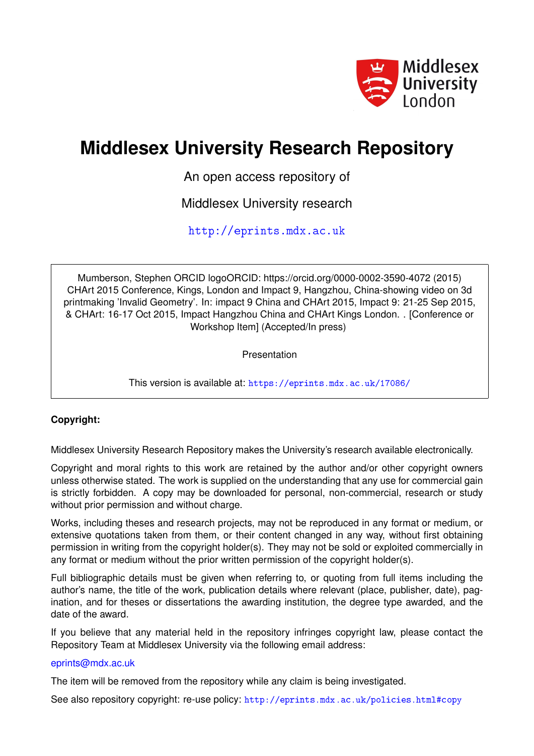Middlesex University London

# Middlesex University Research Repository

An open access repository of

Middlesex University research

http://eprints.mdx.ac.uk

Mumberson, Stephen ORCID logoORCID: https://orcid.org/0000-0002-3590-4072 (2015) CHArt 2015 Conference, Kings, London and Impact 9, Hangzhou, China-showing video on 3d printmaking 'Invalid Geometry'. In: impact 9 China and CHArt 2015, Impact 9: 21-25 Sep 2015, & CHArt: 16-17 Oct 2015, Impact Hangzhou China and CHArt Kings London. . [Conference or Workshop Item] (Accepted/In press)

Presentation

This version is available at: https://eprints.mdx.ac.uk/17086/

**Copyright:**

Middlesex University Research Repository makes the University's research available electronically.

Copyright and moral rights to this work are retained by the author and/or other copyright owners unless otherwise stated. The work is supplied on the understanding that any use for commercial gain is strictly forbidden. A copy may be downloaded for personal, non-commercial, research or study without prior permission and without charge.

Works, including theses and research projects, may not be reproduced in any format or medium, or extensive quotations taken from them, or their content changed in any way, without first obtaining permission in writing from the copyright holder(s). They may not be sold or exploited commercially in any format or medium without the prior written permission of the copyright holder(s).

Full bibliographic details must be given when referring to, or quoting from full items including the author's name, the title of the work, publication details where relevant (place, publisher, date), pagination, and for theses or dissertations the awarding institution, the degree type awarded, and the date of the award.

If you believe that any material held in the repository infringes copyright law, please contact the Repository Team at Middlesex University via the following email address:

eprints@mdx.ac.uk

The item will be removed from the repository while any claim is being investigated.

See also repository copyright: re-use policy: http://eprints.mdx.ac.uk/policies.html#copy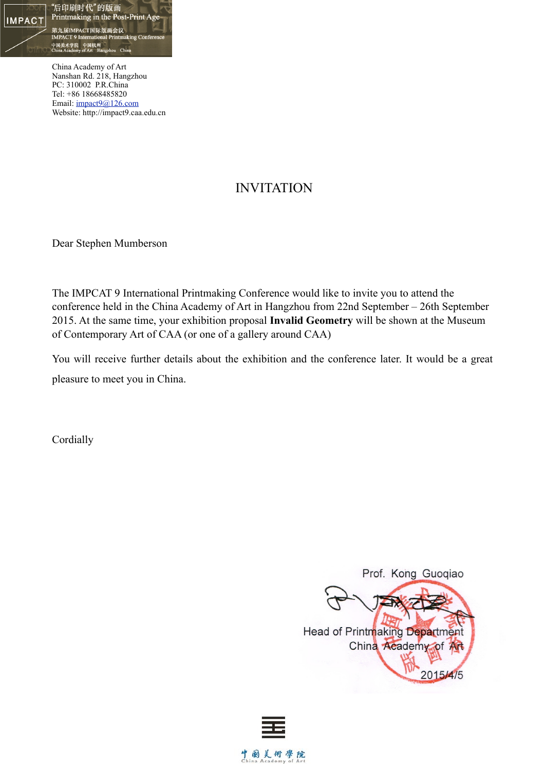"后印刷时代"的版画
Printmaking in the Post-Print Age
第九届IMPACT国际版画会议
IMPACT 9 International Printmaking Conference
中国美术学院 中国杭州
China Academy of Art Hangzhou China

China Academy of Art
Nanshan Rd. 218, Hangzhou
PC: 310002 P.R.China
Tel: +86 18668485820
Email: impact9@126.com
Website: http://impact9.caa.edu.cn

# INVITATION

Dear Stephen Mumberson

The IMPCAT 9 International Printmaking Conference would like to invite you to attend the conference held in the China Academy of Art in Hangzhou from 22nd September – 26th September 2015. At the same time, your exhibition proposal **Invalid Geometry** will be shown at the Museum of Contemporary Art of CAA (or one of a gallery around CAA)

You will receive further details about the exhibition and the conference later. It would be a great pleasure to meet you in China.

Cordially

Prof. Kong Guoqiao

Head of Printmaking Department
China Academy of Art
2015/4/5

中国美術學院
China Academy of Art